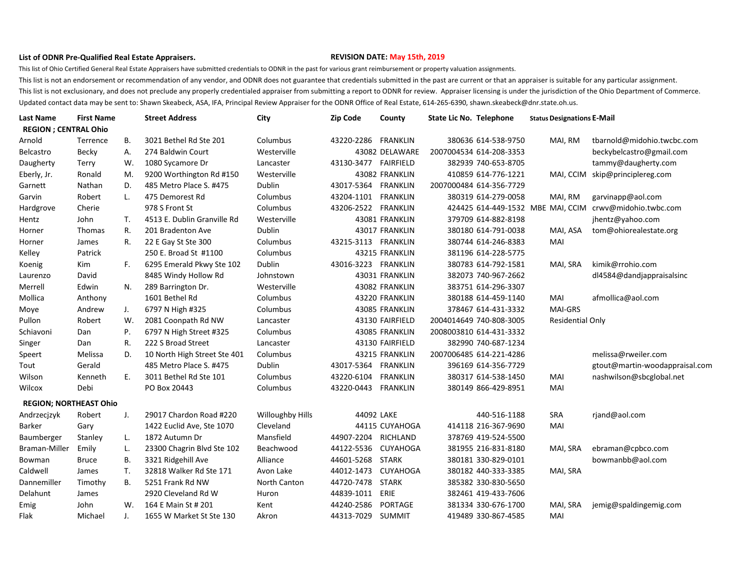**List of ODNR Pre-Qualified Real Estate Appraisers.**

**REVISION DATE: May 15th, 2019**

This list of Ohio Certified General Real Estate Appraisers have submitted credentials to ODNR in the past for various grant reimbursement or property valuation assignments.

This list is not an endorsement or recommendation of any vendor, and ODNR does not guarantee that credentials submitted in the past are current or that an appraiser is suitable for any particular assignment.

This list is not exclusionary, and does not preclude any properly credentialed appraiser from submitting a report to ODNR for review. Appraiser licensing is under the jurisdiction of the Ohio Department of Commerce.

Updated contact data may be sent to: Shawn Skeabeck, ASA, IFA, Principal Review Appraiser for the ODNR Office of Real Estate, 614-265-6390, shawn.skeabeck@dnr.state.oh.us.

| Last Name | First Name | | Street Address | City | Zip Code | County | State Lic No. | Telephone | Status | Designations | E-Mail |
|---|---|---|---|---|---|---|---|---|---|---|---|
| **REGION ; CENTRAL Ohio** | | | | | | | | | | | |
| Arnold | Terrence | B. | 3021 Bethel Rd Ste 201 | Columbus | 43220-2286 | FRANKLIN | 380636 | 614-538-9750 | | MAI, RM | tbarnold@midohio.twcbc.com |
| Belcastro | Becky | A. | 274 Baldwin Court | Westerville | 43082 | DELAWARE | 2007004534 | 614-208-3353 | | | beckybelcastro@gmail.com |
| Daugherty | Terry | W. | 1080 Sycamore Dr | Lancaster | 43130-3477 | FAIRFIELD | 382939 | 740-653-8705 | | | tammy@daugherty.com |
| Eberly, Jr. | Ronald | M. | 9200 Worthington Rd #150 | Westerville | 43082 | FRANKLIN | 410859 | 614-776-1221 | | MAI, CCIM | skip@principlereg.com |
| Garnett | Nathan | D. | 485 Metro Place S. #475 | Dublin | 43017-5364 | FRANKLIN | 2007000484 | 614-356-7729 | | | |
| Garvin | Robert | L. | 475 Demorest Rd | Columbus | 43204-1101 | FRANKLIN | 380319 | 614-279-0058 | | MAI, RM | garvinapp@aol.com |
| Hardgrove | Cherie | | 978 S Front St | Columbus | 43206-2522 | FRANKLIN | 424425 | 614-449-1532 | MBE | MAI, CCIM | crwv@midohio.twbc.com |
| Hentz | John | T. | 4513 E. Dublin Granville Rd | Westerville | 43081 | FRANKLIN | 379709 | 614-882-8198 | | | jhentz@yahoo.com |
| Horner | Thomas | R. | 201 Bradenton Ave | Dublin | 43017 | FRANKLIN | 380180 | 614-791-0038 | | MAI, ASA | tom@ohiorealestate.org |
| Horner | James | R. | 22 E Gay St Ste 300 | Columbus | 43215-3113 | FRANKLIN | 380744 | 614-246-8383 | | MAI | |
| Kelley | Patrick | | 250 E. Broad St #1100 | Columbus | 43215 | FRANKLIN | 381196 | 614-228-5775 | | | |
| Koenig | Kim | F. | 6295 Emerald Pkwy Ste 102 | Dublin | 43016-3223 | FRANKLIN | 380783 | 614-792-1581 | | MAI, SRA | kimik@rrohio.com |
| Laurenzo | David | | 8485 Windy Hollow Rd | Johnstown | 43031 | FRANKLIN | 382073 | 740-967-2662 | | | dl4584@dandjappraisalsinc |
| Merrell | Edwin | N. | 289 Barrington Dr. | Westerville | 43082 | FRANKLIN | 383751 | 614-296-3307 | | | |
| Mollica | Anthony | | 1601 Bethel Rd | Columbus | 43220 | FRANKLIN | 380188 | 614-459-1140 | | MAI | afmollica@aol.com |
| Moye | Andrew | J. | 6797 N High #325 | Columbus | 43085 | FRANKLIN | 378467 | 614-431-3332 | | MAI-GRS | |
| Pullon | Robert | W. | 2081 Coonpath Rd NW | Lancaster | 43130 | FAIRFIELD | 2004014649 | 740-808-3005 | | Residential Only | |
| Schiavoni | Dan | P. | 6797 N High Street #325 | Columbus | 43085 | FRANKLIN | 2008003810 | 614-431-3332 | | | |
| Singer | Dan | R. | 222 S Broad Street | Lancaster | 43130 | FAIRFIELD | 382990 | 740-687-1234 | | | |
| Speert | Melissa | D. | 10 North High Street Ste 401 | Columbus | 43215 | FRANKLIN | 2007006485 | 614-221-4286 | | | melissa@rweiler.com |
| Tout | Gerald | | 485 Metro Place S. #475 | Dublin | 43017-5364 | FRANKLIN | 396169 | 614-356-7729 | | | gtout@martin-woodappraisal.com |
| Wilson | Kenneth | E. | 3011 Bethel Rd Ste 101 | Columbus | 43220-6104 | FRANKLIN | 380317 | 614-538-1450 | | MAI | nashwilson@sbcglobal.net |
| Wilcox | Debi | | PO Box 20443 | Columbus | 43220-0443 | FRANKLIN | 380149 | 866-429-8951 | | MAI | |
| **REGION; NORTHEAST Ohio** | | | | | | | | | | | |
| Andrzecjzyk | Robert | J. | 29017 Chardon Road #220 | Willoughby Hills | 44092 | LAKE | | 440-516-1188 | | SRA | rjand@aol.com |
| Barker | Gary | | 1422 Euclid Ave, Ste 1070 | Cleveland | 44115 | CUYAHOGA | 414118 | 216-367-9690 | | MAI | |
| Baumberger | Stanley | L. | 1872 Autumn Dr | Mansfield | 44907-2204 | RICHLAND | 378769 | 419-524-5500 | | | |
| Braman-Miller | Emily | L. | 23300 Chagrin Blvd Ste 102 | Beachwood | 44122-5536 | CUYAHOGA | 381955 | 216-831-8180 | | MAI, SRA | ebraman@cpbco.com |
| Bowman | Bruce | B. | 3321 Ridgehill Ave | Alliance | 44601-5268 | STARK | 380181 | 330-829-0101 | | | bowmanbb@aol.com |
| Caldwell | James | T. | 32818 Walker Rd Ste 171 | Avon Lake | 44012-1473 | CUYAHOGA | 380182 | 440-333-3385 | | MAI, SRA | |
| Dannemiller | Timothy | B. | 5251 Frank Rd NW | North Canton | 44720-7478 | STARK | 385382 | 330-830-5650 | | | |
| Delahunt | James | | 2920 Cleveland Rd W | Huron | 44839-1011 | ERIE | 382461 | 419-433-7606 | | | |
| Emig | John | W. | 164 E Main St # 201 | Kent | 44240-2586 | PORTAGE | 381334 | 330-676-1700 | | MAI, SRA | jemig@spaldingemig.com |
| Flak | Michael | J. | 1655 W Market St Ste 130 | Akron | 44313-7029 | SUMMIT | 419489 | 330-867-4585 | | MAI | |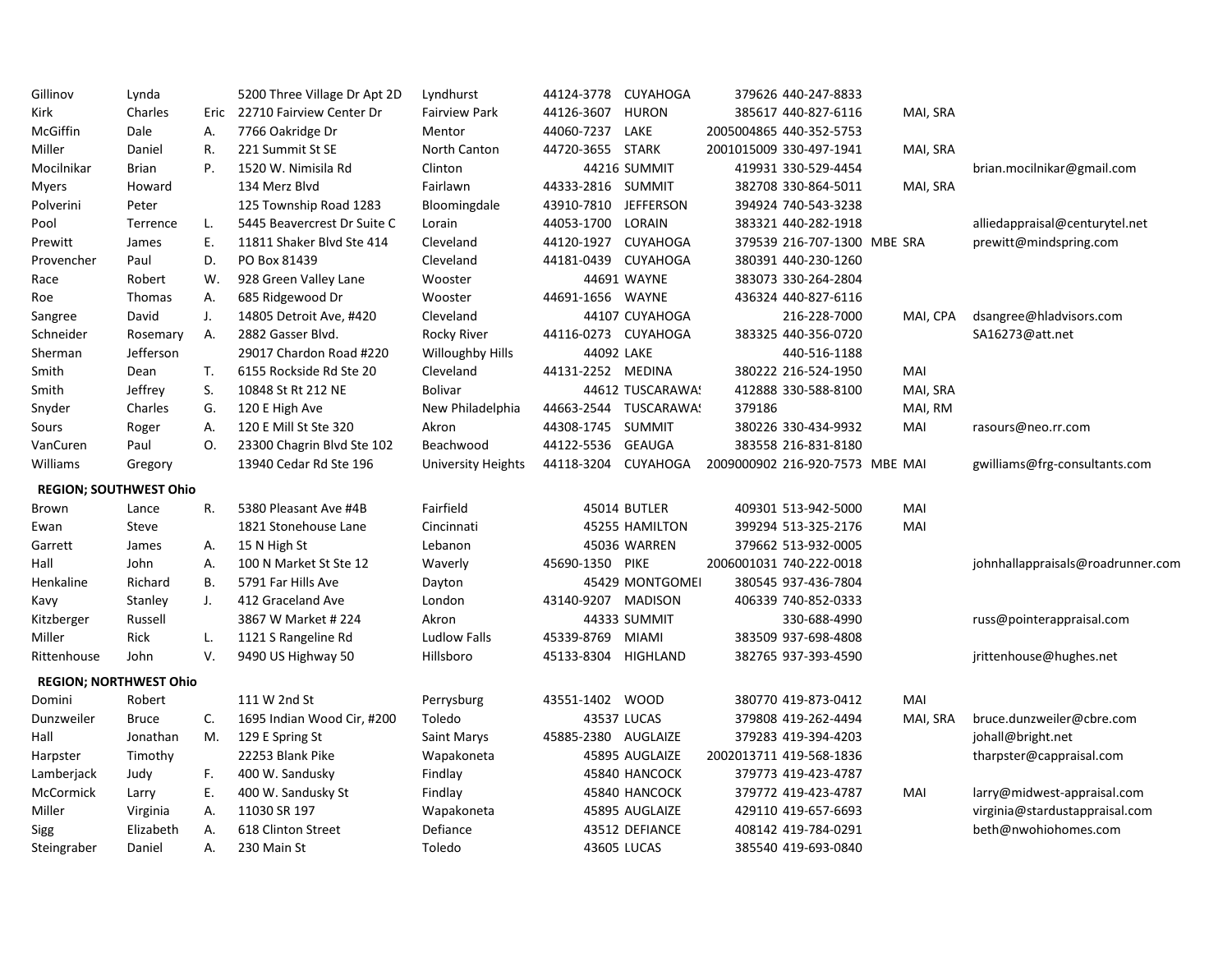| | | | | | | | | | | | |
|---|---|---|---|---|---|---|---|---|---|---|---|
| Gillinov | Lynda | | 5200 Three Village Dr Apt 2D | Lyndhurst | 44124-3778 | CUYAHOGA | 379626 | 440-247-8833 | | | |
| Kirk | Charles | Eric | 22710 Fairview Center Dr | Fairview Park | 44126-3607 | HURON | 385617 | 440-827-6116 | | MAI, SRA | |
| McGiffin | Dale | A. | 7766 Oakridge Dr | Mentor | 44060-7237 | LAKE | 2005004865 | 440-352-5753 | | | |
| Miller | Daniel | R. | 221 Summit St SE | North Canton | 44720-3655 | STARK | 2001015009 | 330-497-1941 | | MAI, SRA | |
| Mocilnikar | Brian | P. | 1520 W. Nimisila Rd | Clinton | 44216 | SUMMIT | 419931 | 330-529-4454 | | | brian.mocilnikar@gmail.com |
| Myers | Howard | | 134 Merz Blvd | Fairlawn | 44333-2816 | SUMMIT | 382708 | 330-864-5011 | | MAI, SRA | |
| Polverini | Peter | | 125 Township Road 1283 | Bloomingdale | 43910-7810 | JEFFERSON | 394924 | 740-543-3238 | | | |
| Pool | Terrence | L. | 5445 Beavercrest Dr Suite C | Lorain | 44053-1700 | LORAIN | 383321 | 440-282-1918 | | | alliedappraisal@centurytel.net |
| Prewitt | James | E. | 11811 Shaker Blvd Ste 414 | Cleveland | 44120-1927 | CUYAHOGA | 379539 | 216-707-1300 | MBE | SRA | prewitt@mindspring.com |
| Provencher | Paul | D. | PO Box 81439 | Cleveland | 44181-0439 | CUYAHOGA | 380391 | 440-230-1260 | | | |
| Race | Robert | W. | 928 Green Valley Lane | Wooster | 44691 | WAYNE | 383073 | 330-264-2804 | | | |
| Roe | Thomas | A. | 685 Ridgewood Dr | Wooster | 44691-1656 | WAYNE | 436324 | 440-827-6116 | | | |
| Sangree | David | J. | 14805 Detroit Ave, #420 | Cleveland | 44107 | CUYAHOGA | | 216-228-7000 | | MAI, CPA | dsangree@hladvisors.com |
| Schneider | Rosemary | A. | 2882 Gasser Blvd. | Rocky River | 44116-0273 | CUYAHOGA | 383325 | 440-356-0720 | | | SA16273@att.net |
| Sherman | Jefferson | | 29017 Chardon Road #220 | Willoughby Hills | 44092 | LAKE | | 440-516-1188 | | | |
| Smith | Dean | T. | 6155 Rockside Rd Ste 20 | Cleveland | 44131-2252 | MEDINA | 380222 | 216-524-1950 | | MAI | |
| Smith | Jeffrey | S. | 10848 St Rt 212 NE | Bolivar | 44612 | TUSCARAWAS | 412888 | 330-588-8100 | | MAI, SRA | |
| Snyder | Charles | G. | 120 E High Ave | New Philadelphia | 44663-2544 | TUSCARAWAS | 379186 | | | MAI, RM | |
| Sours | Roger | A. | 120 E Mill St Ste 320 | Akron | 44308-1745 | SUMMIT | 380226 | 330-434-9932 | | MAI | rasours@neo.rr.com |
| VanCuren | Paul | O. | 23300 Chagrin Blvd Ste 102 | Beachwood | 44122-5536 | GEAUGA | 383558 | 216-831-8180 | | | |
| Williams | Gregory | | 13940 Cedar Rd Ste 196 | University Heights | 44118-3204 | CUYAHOGA | 2009000902 | 216-920-7573 | MBE | MAI | gwilliams@frg-consultants.com |
| **REGION; SOUTHWEST Ohio** | | | | | | | | | | | |
| Brown | Lance | R. | 5380 Pleasant Ave #4B | Fairfield | 45014 | BUTLER | 409301 | 513-942-5000 | | MAI | |
| Ewan | Steve | | 1821 Stonehouse Lane | Cincinnati | 45255 | HAMILTON | 399294 | 513-325-2176 | | MAI | |
| Garrett | James | A. | 15 N High St | Lebanon | 45036 | WARREN | 379662 | 513-932-0005 | | | |
| Hall | John | A. | 100 N Market St Ste 12 | Waverly | 45690-1350 | PIKE | 2006001031 | 740-222-0018 | | | johnhallappraisals@roadrunner.com |
| Henkaline | Richard | B. | 5791 Far Hills Ave | Dayton | 45429 | MONTGOMERY | 380545 | 937-436-7804 | | | |
| Kavy | Stanley | J. | 412 Graceland Ave | London | 43140-9207 | MADISON | 406339 | 740-852-0333 | | | |
| Kitzberger | Russell | | 3867 W Market # 224 | Akron | 44333 | SUMMIT | | 330-688-4990 | | | russ@pointerappraisal.com |
| Miller | Rick | L. | 1121 S Rangeline Rd | Ludlow Falls | 45339-8769 | MIAMI | 383509 | 937-698-4808 | | | |
| Rittenhouse | John | V. | 9490 US Highway 50 | Hillsboro | 45133-8304 | HIGHLAND | 382765 | 937-393-4590 | | | jrittenhouse@hughes.net |
| **REGION; NORTHWEST Ohio** | | | | | | | | | | | |
| Domini | Robert | | 111 W 2nd St | Perrysburg | 43551-1402 | WOOD | 380770 | 419-873-0412 | | MAI | |
| Dunzweiler | Bruce | C. | 1695 Indian Wood Cir, #200 | Toledo | 43537 | LUCAS | 379808 | 419-262-4494 | | MAI, SRA | bruce.dunzweiler@cbre.com |
| Hall | Jonathan | M. | 129 E Spring St | Saint Marys | 45885-2380 | AUGLAIZE | 379283 | 419-394-4203 | | | johall@bright.net |
| Harpster | Timothy | | 22253 Blank Pike | Wapakoneta | 45895 | AUGLAIZE | 2002013711 | 419-568-1836 | | | tharpster@cappraisal.com |
| Lamberjack | Judy | F. | 400 W. Sandusky | Findlay | 45840 | HANCOCK | 379773 | 419-423-4787 | | | |
| McCormick | Larry | E. | 400 W. Sandusky St | Findlay | 45840 | HANCOCK | 379772 | 419-423-4787 | | MAI | larry@midwest-appraisal.com |
| Miller | Virginia | A. | 11030 SR 197 | Wapakoneta | 45895 | AUGLAIZE | 429110 | 419-657-6693 | | | virginia@stardustappraisal.com |
| Sigg | Elizabeth | A. | 618 Clinton Street | Defiance | 43512 | DEFIANCE | 408142 | 419-784-0291 | | | beth@nwohiohomes.com |
| Steingraber | Daniel | A. | 230 Main St | Toledo | 43605 | LUCAS | 385540 | 419-693-0840 | | | |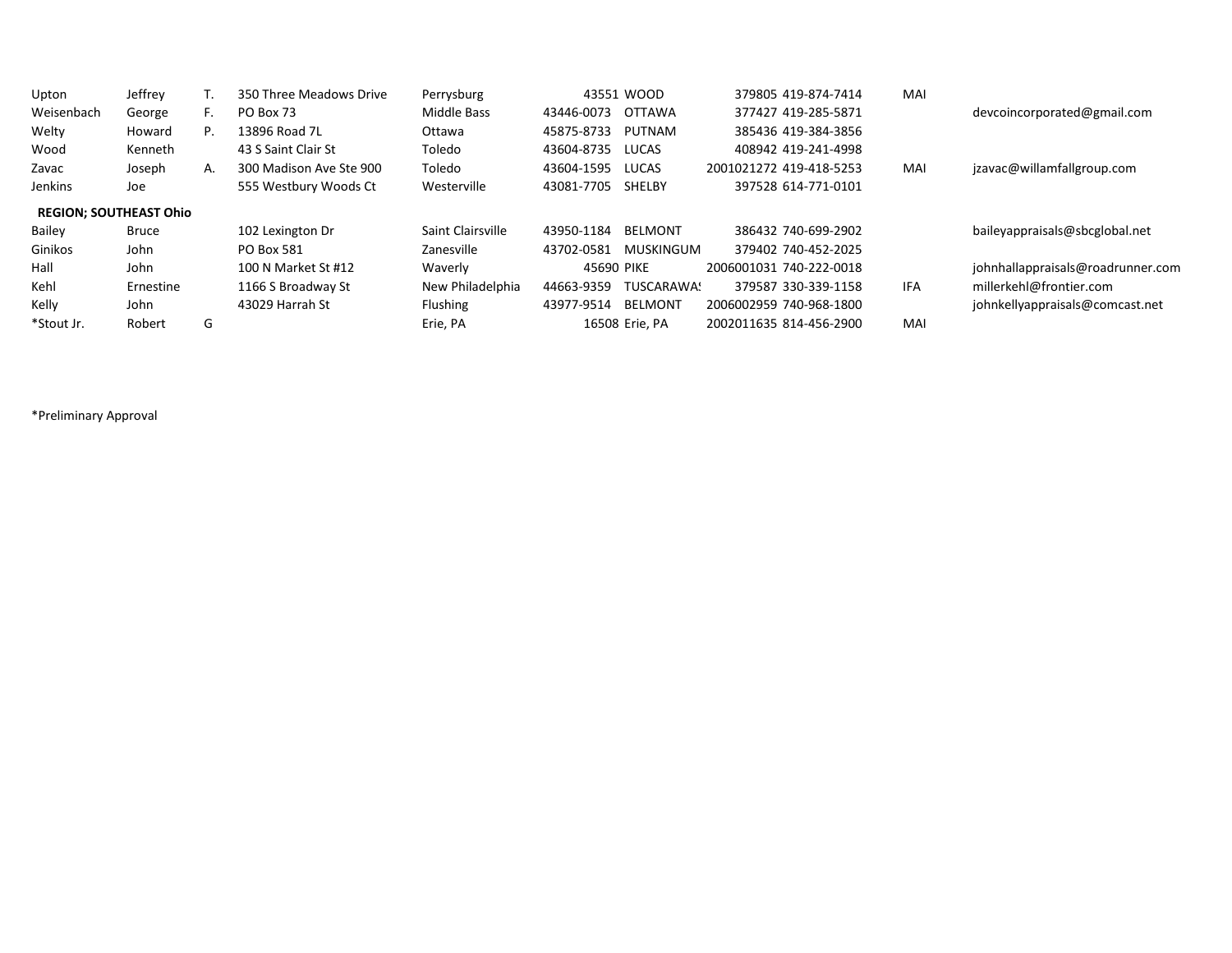| | | | | | | | | | | |
|---|---|---|---|---|---|---|---|---|---|---|
| Upton | Jeffrey | T. | 350 Three Meadows Drive | Perrysburg | 43551 | WOOD | 379805 | 419-874-7414 | MAI | |
| Weisenbach | George | F. | PO Box 73 | Middle Bass | 43446-0073 | OTTAWA | 377427 | 419-285-5871 | | devcoincorporated@gmail.com |
| Welty | Howard | P. | 13896 Road 7L | Ottawa | 45875-8733 | PUTNAM | 385436 | 419-384-3856 | | |
| Wood | Kenneth | | 43 S Saint Clair St | Toledo | 43604-8735 | LUCAS | 408942 | 419-241-4998 | | |
| Zavac | Joseph | A. | 300 Madison Ave Ste 900 | Toledo | 43604-1595 | LUCAS | 2001021272 | 419-418-5253 | MAI | jzavac@willamfallgroup.com |
| Jenkins | Joe | | 555 Westbury Woods Ct | Westerville | 43081-7705 | SHELBY | 397528 | 614-771-0101 | | |
| **REGION; SOUTHEAST Ohio** | | | | | | | | | | |
| Bailey | Bruce | | 102 Lexington Dr | Saint Clairsville | 43950-1184 | BELMONT | 386432 | 740-699-2902 | | baileyappraisals@sbcglobal.net |
| Ginikos | John | | PO Box 581 | Zanesville | 43702-0581 | MUSKINGUM | 379402 | 740-452-2025 | | |
| Hall | John | | 100 N Market St #12 | Waverly | 45690 | PIKE | 2006001031 | 740-222-0018 | | johnhallappraisals@roadrunner.com |
| Kehl | Ernestine | | 1166 S Broadway St | New Philadelphia | 44663-9359 | TUSCARAWAS | 379587 | 330-339-1158 | IFA | millerkehl@frontier.com |
| Kelly | John | | 43029 Harrah St | Flushing | 43977-9514 | BELMONT | 2006002959 | 740-968-1800 | | johnkellyappraisals@comcast.net |
| *Stout Jr. | Robert | G | | Erie, PA | 16508 | Erie, PA | 2002011635 | 814-456-2900 | MAI | |

*Preliminary Approval